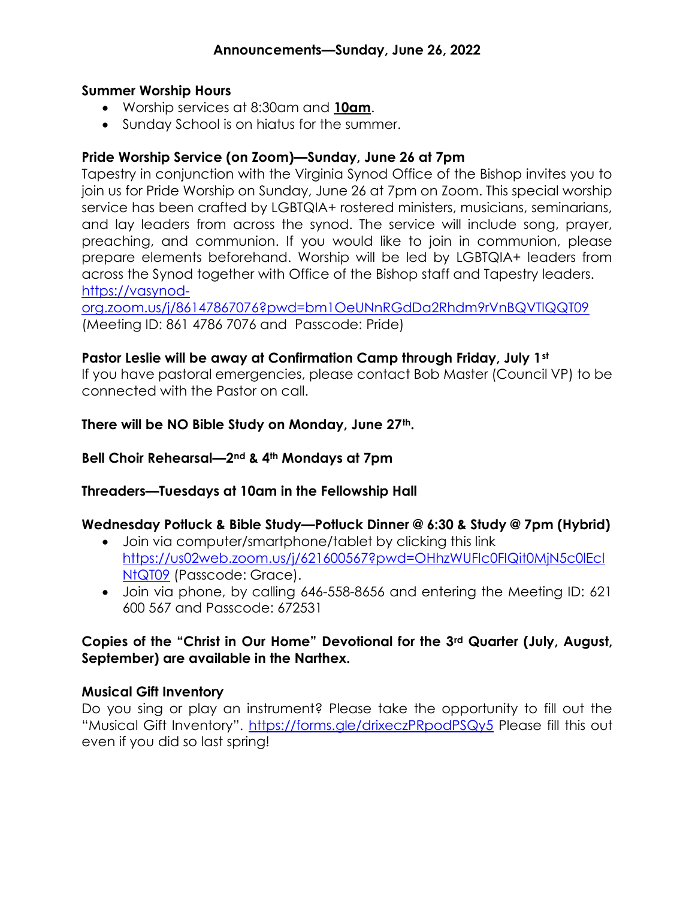## Announcements—Sunday, June 26, 2022

**Summer Worship Hours**

- Worship services at 8:30am and **10am**.
- Sunday School is on hiatus for the summer.

**Pride Worship Service (on Zoom)—Sunday, June 26 at 7pm**

Tapestry in conjunction with the Virginia Synod Office of the Bishop invites you to join us for Pride Worship on Sunday, June 26 at 7pm on Zoom. This special worship service has been crafted by LGBTQIA+ rostered ministers, musicians, seminarians, and lay leaders from across the synod. The service will include song, prayer, preaching, and communion. If you would like to join in communion, please prepare elements beforehand. Worship will be led by LGBTQIA+ leaders from across the Synod together with Office of the Bishop staff and Tapestry leaders. https://vasynod-org.zoom.us/j/86147867076?pwd=bm1OeUNnRGdDa2Rhdm9rVnBQVTlQQT09 (Meeting ID: 861 4786 7076 and Passcode: Pride)

**Pastor Leslie will be away at Confirmation Camp through Friday, July 1st**

If you have pastoral emergencies, please contact Bob Master (Council VP) to be connected with the Pastor on call.

**There will be NO Bible Study on Monday, June 27th.**

**Bell Choir Rehearsal—2nd & 4th Mondays at 7pm**

**Threaders—Tuesdays at 10am in the Fellowship Hall**

**Wednesday Potluck & Bible Study—Potluck Dinner @ 6:30 & Study @ 7pm (Hybrid)**

- Join via computer/smartphone/tablet by clicking this link https://us02web.zoom.us/j/621600567?pwd=OHhzWUFIc0FIQit0MjN5c0lEcINtQT09 (Passcode: Grace).
- Join via phone, by calling 646-558-8656 and entering the Meeting ID: 621 600 567 and Passcode: 672531

**Copies of the "Christ in Our Home" Devotional for the 3rd Quarter (July, August, September) are available in the Narthex.**

**Musical Gift Inventory**

Do you sing or play an instrument? Please take the opportunity to fill out the "Musical Gift Inventory". https://forms.gle/drixeczPRpodPSQy5 Please fill this out even if you did so last spring!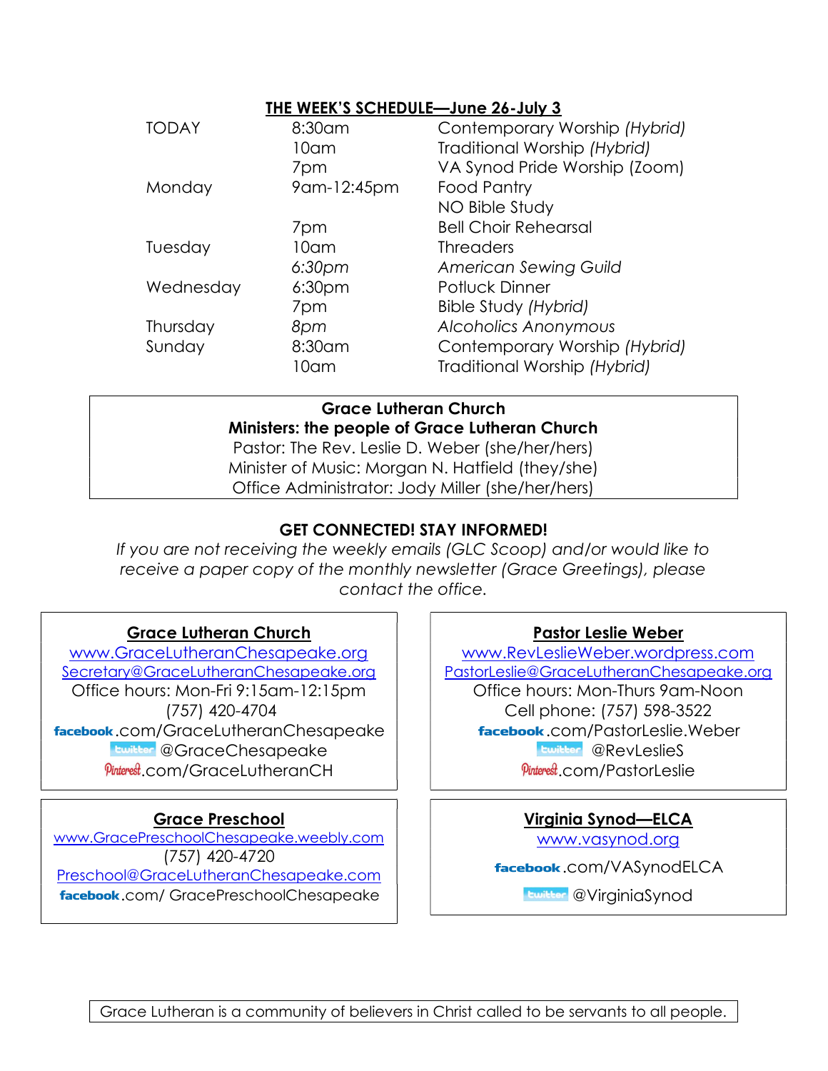## THE WEEK'S SCHEDULE—June 26-July 3

| | | |
|---|---|---|
| TODAY | 8:30am | Contemporary Worship *(Hybrid)* |
| | 10am | Traditional Worship *(Hybrid)* |
| | 7pm | VA Synod Pride Worship (Zoom) |
| Monday | 9am-12:45pm | Food Pantry |
| | | NO Bible Study |
| | 7pm | Bell Choir Rehearsal |
| Tuesday | 10am | Threaders |
| | *6:30pm* | *American Sewing Guild* |
| Wednesday | 6:30pm | Potluck Dinner |
| | 7pm | Bible Study *(Hybrid)* |
| Thursday | *8pm* | *Alcoholics Anonymous* |
| Sunday | 8:30am | Contemporary Worship *(Hybrid)* |
| | 10am | Traditional Worship *(Hybrid)* |

**Grace Lutheran Church**
**Ministers: the people of Grace Lutheran Church**
Pastor: The Rev. Leslie D. Weber (she/her/hers)
Minister of Music: Morgan N. Hatfield (they/she)
Office Administrator: Jody Miller (she/her/hers)

### GET CONNECTED! STAY INFORMED!

*If you are not receiving the weekly emails (GLC Scoop) and/or would like to receive a paper copy of the monthly newsletter (Grace Greetings), please contact the office.*

**Grace Lutheran Church**
www.GraceLutheranChesapeake.org
Secretary@GraceLutheranChesapeake.org
Office hours: Mon-Fri 9:15am-12:15pm
(757) 420-4704
facebook.com/GraceLutheranChesapeake
twitter @GraceChesapeake
Pinterest.com/GraceLutheranCH

**Pastor Leslie Weber**
www.RevLeslieWeber.wordpress.com
PastorLeslie@GraceLutheranChesapeake.org
Office hours: Mon-Thurs 9am-Noon
Cell phone: (757) 598-3522
facebook.com/PastorLeslie.Weber
twitter @RevLeslieS
Pinterest.com/PastorLeslie

**Grace Preschool**
www.GracePreschoolChesapeake.weebly.com
(757) 420-4720
Preschool@GraceLutheranChesapeake.com
facebook.com/ GracePreschoolChesapeake

**Virginia Synod—ELCA**
www.vasynod.org
facebook.com/VASynodELCA
twitter @VirginiaSynod

Grace Lutheran is a community of believers in Christ called to be servants to all people.